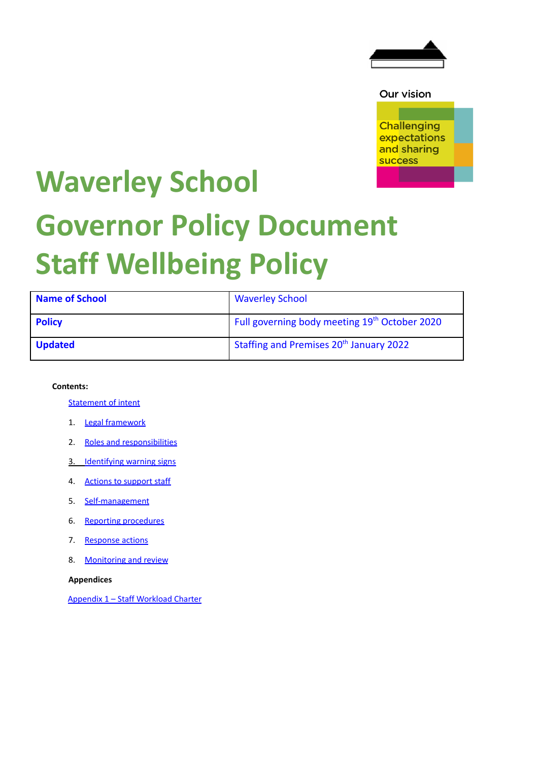Our vision

Challenging expectations and sharing success

# Waverley School

# Governor Policy Document

# Staff Wellbeing Policy

| **Name of School** | Waverley School |
|---|---|
| **Policy** | Full governing body meeting 19th October 2020 |
| **Updated** | Staffing and Premises 20th January 2022 |

**Contents:**

Statement of intent

1. Legal framework
2. Roles and responsibilities
3. Identifying warning signs
4. Actions to support staff
5. Self-management
6. Reporting procedures
7. Response actions
8. Monitoring and review

**Appendices**

Appendix 1 – Staff Workload Charter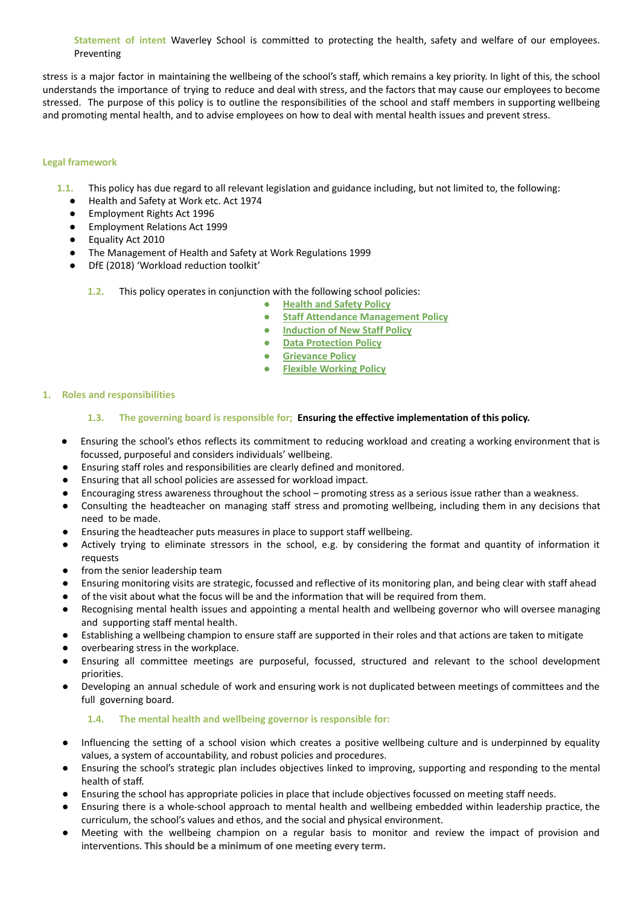**Statement of intent** Waverley School is committed to protecting the health, safety and welfare of our employees. Preventing

stress is a major factor in maintaining the wellbeing of the school's staff, which remains a key priority. In light of this, the school understands the importance of trying to reduce and deal with stress, and the factors that may cause our employees to become stressed. The purpose of this policy is to outline the responsibilities of the school and staff members in supporting wellbeing and promoting mental health, and to advise employees on how to deal with mental health issues and prevent stress.

## Legal framework

1.1. This policy has due regard to all relevant legislation and guidance including, but not limited to, the following:

- Health and Safety at Work etc. Act 1974
- Employment Rights Act 1996
- Employment Relations Act 1999
- Equality Act 2010
- The Management of Health and Safety at Work Regulations 1999
- DfE (2018) 'Workload reduction toolkit'

1.2. This policy operates in conjunction with the following school policies:

- Health and Safety Policy
- Staff Attendance Management Policy
- Induction of New Staff Policy
- Data Protection Policy
- Grievance Policy
- Flexible Working Policy

## 1. Roles and responsibilities

1.3. **The governing board is responsible for; Ensuring the effective implementation of this policy.**

- Ensuring the school's ethos reflects its commitment to reducing workload and creating a working environment that is focussed, purposeful and considers individuals' wellbeing.
- Ensuring staff roles and responsibilities are clearly defined and monitored.
- Ensuring that all school policies are assessed for workload impact.
- Encouraging stress awareness throughout the school – promoting stress as a serious issue rather than a weakness.
- Consulting the headteacher on managing staff stress and promoting wellbeing, including them in any decisions that need to be made.
- Ensuring the headteacher puts measures in place to support staff wellbeing.
- Actively trying to eliminate stressors in the school, e.g. by considering the format and quantity of information it requests
- from the senior leadership team
- Ensuring monitoring visits are strategic, focussed and reflective of its monitoring plan, and being clear with staff ahead
- of the visit about what the focus will be and the information that will be required from them.
- Recognising mental health issues and appointing a mental health and wellbeing governor who will oversee managing and supporting staff mental health.
- Establishing a wellbeing champion to ensure staff are supported in their roles and that actions are taken to mitigate
- overbearing stress in the workplace.
- Ensuring all committee meetings are purposeful, focussed, structured and relevant to the school development priorities.
- Developing an annual schedule of work and ensuring work is not duplicated between meetings of committees and the full governing board.

1.4. **The mental health and wellbeing governor is responsible for:**

- Influencing the setting of a school vision which creates a positive wellbeing culture and is underpinned by equality values, a system of accountability, and robust policies and procedures.
- Ensuring the school's strategic plan includes objectives linked to improving, supporting and responding to the mental health of staff.
- Ensuring the school has appropriate policies in place that include objectives focussed on meeting staff needs.
- Ensuring there is a whole-school approach to mental health and wellbeing embedded within leadership practice, the curriculum, the school's values and ethos, and the social and physical environment.
- Meeting with the wellbeing champion on a regular basis to monitor and review the impact of provision and interventions. **This should be a minimum of one meeting every term.**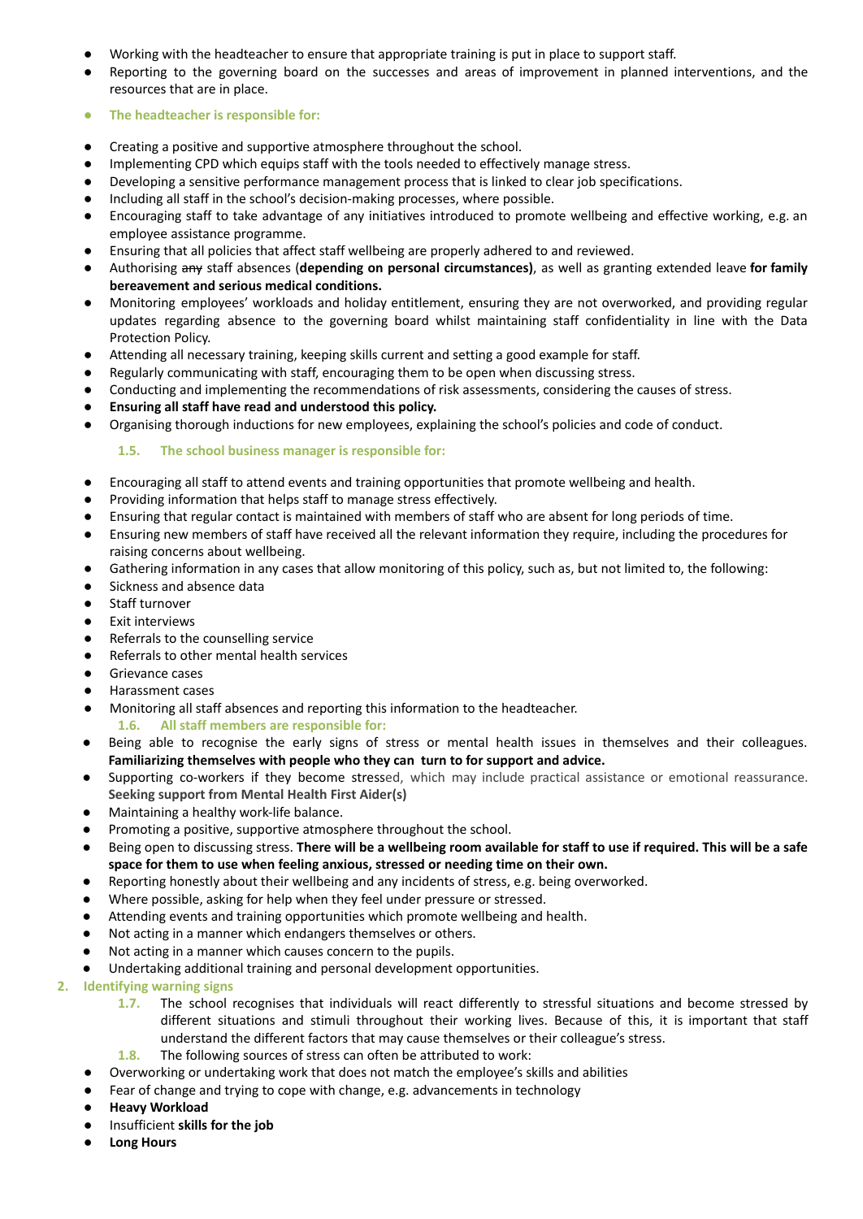- Working with the headteacher to ensure that appropriate training is put in place to support staff.
- Reporting to the governing board on the successes and areas of improvement in planned interventions, and the resources that are in place.

- **The headteacher is responsible for:**

- Creating a positive and supportive atmosphere throughout the school.
- Implementing CPD which equips staff with the tools needed to effectively manage stress.
- Developing a sensitive performance management process that is linked to clear job specifications.
- Including all staff in the school's decision-making processes, where possible.
- Encouraging staff to take advantage of any initiatives introduced to promote wellbeing and effective working, e.g. an employee assistance programme.
- Ensuring that all policies that affect staff wellbeing are properly adhered to and reviewed.
- Authorising ~~any~~ staff absences (**depending on personal circumstances)**, as well as granting extended leave **for family bereavement and serious medical conditions.**
- Monitoring employees' workloads and holiday entitlement, ensuring they are not overworked, and providing regular updates regarding absence to the governing board whilst maintaining staff confidentiality in line with the Data Protection Policy.
- Attending all necessary training, keeping skills current and setting a good example for staff.
- Regularly communicating with staff, encouraging them to be open when discussing stress.
- Conducting and implementing the recommendations of risk assessments, considering the causes of stress.
- **Ensuring all staff have read and understood this policy.**
- Organising thorough inductions for new employees, explaining the school's policies and code of conduct.

**1.5. The school business manager is responsible for:**

- Encouraging all staff to attend events and training opportunities that promote wellbeing and health.
- Providing information that helps staff to manage stress effectively.
- Ensuring that regular contact is maintained with members of staff who are absent for long periods of time.
- Ensuring new members of staff have received all the relevant information they require, including the procedures for raising concerns about wellbeing.
- Gathering information in any cases that allow monitoring of this policy, such as, but not limited to, the following:
- Sickness and absence data
- Staff turnover
- Exit interviews
- Referrals to the counselling service
- Referrals to other mental health services
- Grievance cases
- Harassment cases
- Monitoring all staff absences and reporting this information to the headteacher.

**1.6. All staff members are responsible for:**

- Being able to recognise the early signs of stress or mental health issues in themselves and their colleagues. **Familiarizing themselves with people who they can turn to for support and advice.**
- Supporting co-workers if they become stressed, which may include practical assistance or emotional reassurance. **Seeking support from Mental Health First Aider(s)**
- Maintaining a healthy work-life balance.
- Promoting a positive, supportive atmosphere throughout the school.
- Being open to discussing stress. **There will be a wellbeing room available for staff to use if required. This will be a safe space for them to use when feeling anxious, stressed or needing time on their own.**
- Reporting honestly about their wellbeing and any incidents of stress, e.g. being overworked.
- Where possible, asking for help when they feel under pressure or stressed.
- Attending events and training opportunities which promote wellbeing and health.
- Not acting in a manner which endangers themselves or others.
- Not acting in a manner which causes concern to the pupils.
- Undertaking additional training and personal development opportunities.

## 2. Identifying warning signs

**1.7.** The school recognises that individuals will react differently to stressful situations and become stressed by different situations and stimuli throughout their working lives. Because of this, it is important that staff understand the different factors that may cause themselves or their colleague's stress.

**1.8.** The following sources of stress can often be attributed to work:

- Overworking or undertaking work that does not match the employee's skills and abilities
- Fear of change and trying to cope with change, e.g. advancements in technology
- **Heavy Workload**
- Insufficient **skills for the job**
- **Long Hours**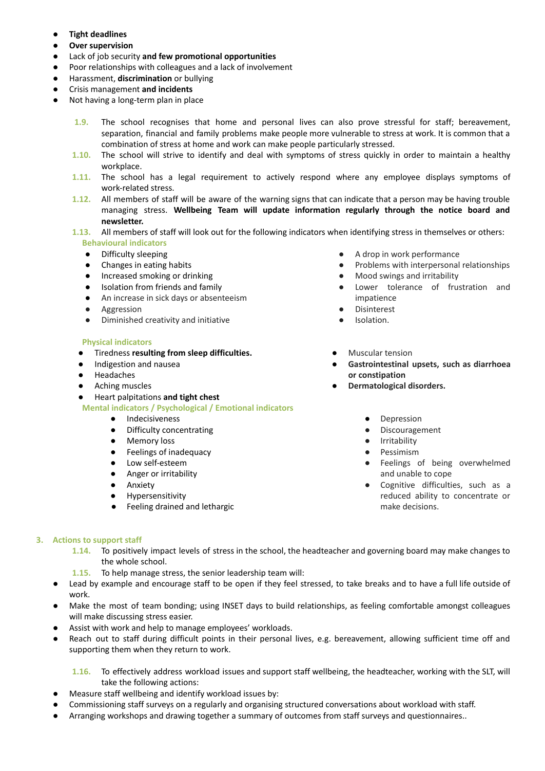- **Tight deadlines**
- **Over supervision**
- Lack of job security **and few promotional opportunities**
- Poor relationships with colleagues and a lack of involvement
- Harassment, **discrimination** or bullying
- Crisis management **and incidents**
- Not having a long-term plan in place

**1.9.** The school recognises that home and personal lives can also prove stressful for staff; bereavement, separation, financial and family problems make people more vulnerable to stress at work. It is common that a combination of stress at home and work can make people particularly stressed.

**1.10.** The school will strive to identify and deal with symptoms of stress quickly in order to maintain a healthy workplace.

**1.11.** The school has a legal requirement to actively respond where any employee displays symptoms of work-related stress.

**1.12.** All members of staff will be aware of the warning signs that can indicate that a person may be having trouble managing stress. **Wellbeing Team will update information regularly through the notice board and newsletter.**

**1.13.** All members of staff will look out for the following indicators when identifying stress in themselves or others:

**Behavioural indicators**

- Difficulty sleeping
- Changes in eating habits
- Increased smoking or drinking
- Isolation from friends and family
- An increase in sick days or absenteeism
- Aggression
- Diminished creativity and initiative
- A drop in work performance
- Problems with interpersonal relationships
- Mood swings and irritability
- Lower tolerance of frustration and impatience
- Disinterest
- Isolation.

**Physical indicators**

- Tiredness **resulting from sleep difficulties.**
- Indigestion and nausea
- Headaches
- Aching muscles
- Heart palpitations **and tight chest**
- Muscular tension
- **Gastrointestinal upsets, such as diarrhoea or constipation**
- **Dermatological disorders.**

**Mental indicators / Psychological / Emotional indicators**

- Indecisiveness
- Difficulty concentrating
- Memory loss
- Feelings of inadequacy
- Low self-esteem
- Anger or irritability
- Anxiety
- Hypersensitivity
- Feeling drained and lethargic
- Depression
- Discouragement
- Irritability
- Pessimism
- Feelings of being overwhelmed and unable to cope
- Cognitive difficulties, such as a reduced ability to concentrate or make decisions.

## 3. Actions to support staff

**1.14.** To positively impact levels of stress in the school, the headteacher and governing board may make changes to the whole school.

**1.15.** To help manage stress, the senior leadership team will:

- Lead by example and encourage staff to be open if they feel stressed, to take breaks and to have a full life outside of work.
- Make the most of team bonding; using INSET days to build relationships, as feeling comfortable amongst colleagues will make discussing stress easier.
- Assist with work and help to manage employees' workloads.
- Reach out to staff during difficult points in their personal lives, e.g. bereavement, allowing sufficient time off and supporting them when they return to work.

**1.16.** To effectively address workload issues and support staff wellbeing, the headteacher, working with the SLT, will take the following actions:

- Measure staff wellbeing and identify workload issues by:
- Commissioning staff surveys on a regularly and organising structured conversations about workload with staff.
- Arranging workshops and drawing together a summary of outcomes from staff surveys and questionnaires..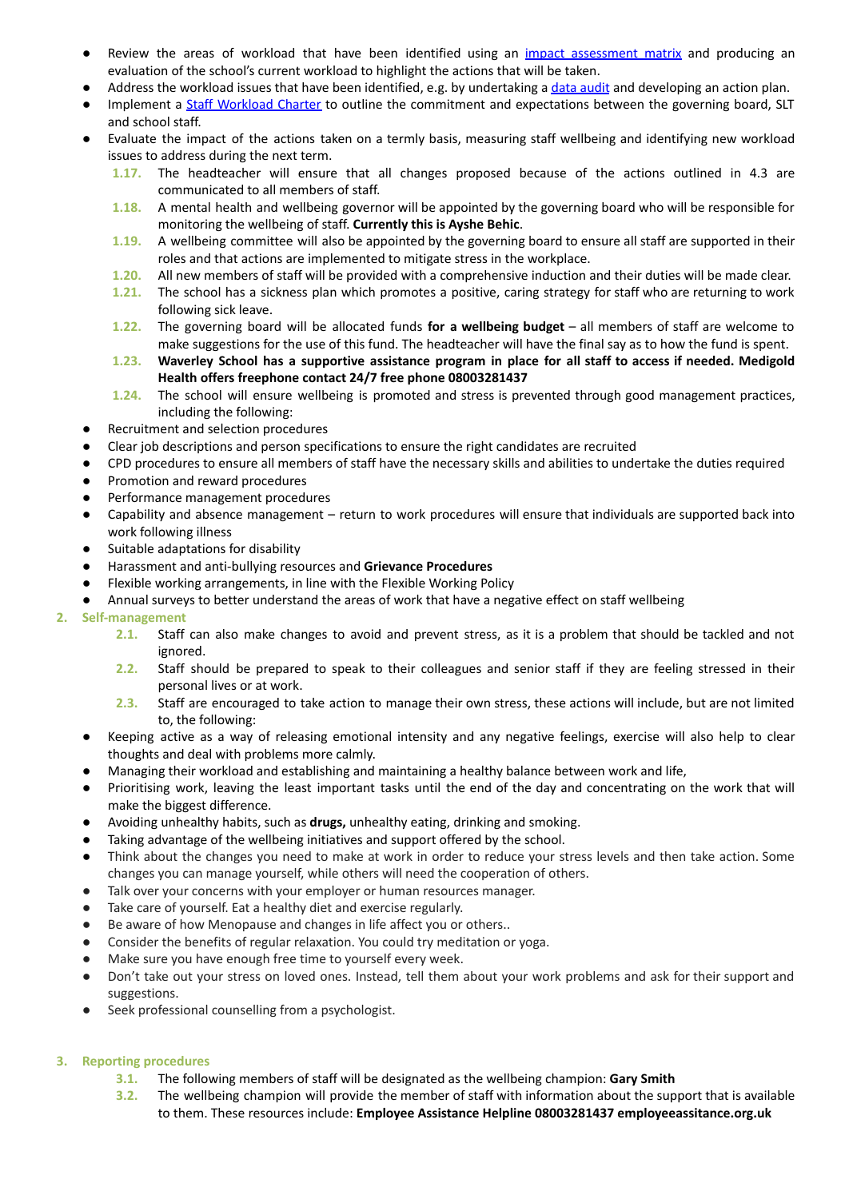- Review the areas of workload that have been identified using an [impact assessment matrix] and producing an evaluation of the school's current workload to highlight the actions that will be taken.
- Address the workload issues that have been identified, e.g. by undertaking a [data audit] and developing an action plan.
- Implement a [Staff Workload Charter] to outline the commitment and expectations between the governing board, SLT and school staff.
- Evaluate the impact of the actions taken on a termly basis, measuring staff wellbeing and identifying new workload issues to address during the next term.

1.17. The headteacher will ensure that all changes proposed because of the actions outlined in 4.3 are communicated to all members of staff.

1.18. A mental health and wellbeing governor will be appointed by the governing board who will be responsible for monitoring the wellbeing of staff. **Currently this is Ayshe Behic**.

1.19. A wellbeing committee will also be appointed by the governing board to ensure all staff are supported in their roles and that actions are implemented to mitigate stress in the workplace.

1.20. All new members of staff will be provided with a comprehensive induction and their duties will be made clear.

1.21. The school has a sickness plan which promotes a positive, caring strategy for staff who are returning to work following sick leave.

1.22. The governing board will be allocated funds **for a wellbeing budget** – all members of staff are welcome to make suggestions for the use of this fund. The headteacher will have the final say as to how the fund is spent.

1.23. **Waverley School has a supportive assistance program in place for all staff to access if needed. Medigold Health offers freephone contact 24/7 free phone 08003281437**

1.24. The school will ensure wellbeing is promoted and stress is prevented through good management practices, including the following:

- Recruitment and selection procedures
- Clear job descriptions and person specifications to ensure the right candidates are recruited
- CPD procedures to ensure all members of staff have the necessary skills and abilities to undertake the duties required
- Promotion and reward procedures
- Performance management procedures
- Capability and absence management – return to work procedures will ensure that individuals are supported back into work following illness
- Suitable adaptations for disability
- Harassment and anti-bullying resources and **Grievance Procedures**
- Flexible working arrangements, in line with the Flexible Working Policy
- Annual surveys to better understand the areas of work that have a negative effect on staff wellbeing

## 2. Self-management

2.1. Staff can also make changes to avoid and prevent stress, as it is a problem that should be tackled and not ignored.

2.2. Staff should be prepared to speak to their colleagues and senior staff if they are feeling stressed in their personal lives or at work.

2.3. Staff are encouraged to take action to manage their own stress, these actions will include, but are not limited to, the following:

- Keeping active as a way of releasing emotional intensity and any negative feelings, exercise will also help to clear thoughts and deal with problems more calmly.
- Managing their workload and establishing and maintaining a healthy balance between work and life,
- Prioritising work, leaving the least important tasks until the end of the day and concentrating on the work that will make the biggest difference.
- Avoiding unhealthy habits, such as **drugs,** unhealthy eating, drinking and smoking.
- Taking advantage of the wellbeing initiatives and support offered by the school.
- Think about the changes you need to make at work in order to reduce your stress levels and then take action. Some changes you can manage yourself, while others will need the cooperation of others.
- Talk over your concerns with your employer or human resources manager.
- Take care of yourself. Eat a healthy diet and exercise regularly.
- Be aware of how Menopause and changes in life affect you or others..
- Consider the benefits of regular relaxation. You could try meditation or yoga.
- Make sure you have enough free time to yourself every week.
- Don't take out your stress on loved ones. Instead, tell them about your work problems and ask for their support and suggestions.
- Seek professional counselling from a psychologist.

## 3. Reporting procedures

3.1. The following members of staff will be designated as the wellbeing champion: **Gary Smith**

3.2. The wellbeing champion will provide the member of staff with information about the support that is available to them. These resources include: **Employee Assistance Helpline 08003281437 employeeassitance.org.uk**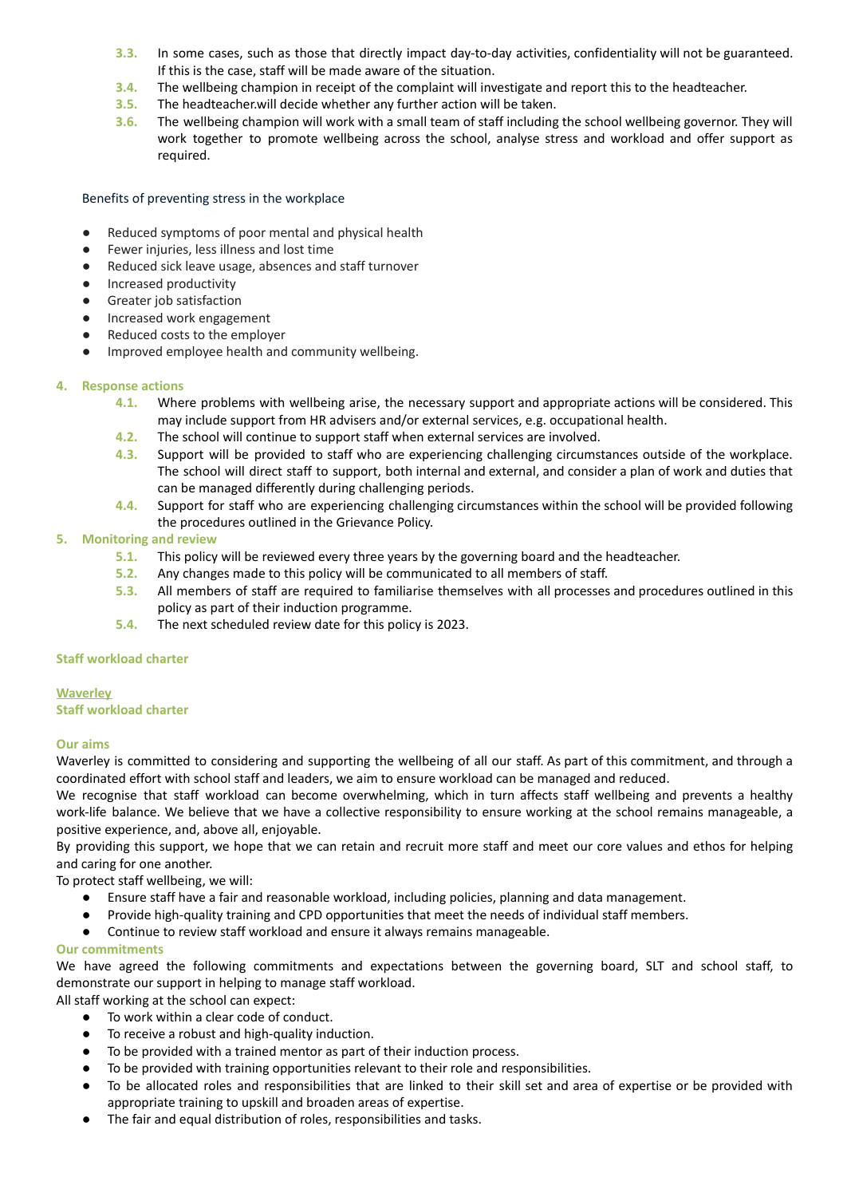3.3. In some cases, such as those that directly impact day-to-day activities, confidentiality will not be guaranteed. If this is the case, staff will be made aware of the situation.

3.4. The wellbeing champion in receipt of the complaint will investigate and report this to the headteacher.

3.5. The headteacher.will decide whether any further action will be taken.

3.6. The wellbeing champion will work with a small team of staff including the school wellbeing governor. They will work together to promote wellbeing across the school, analyse stress and workload and offer support as required.

Benefits of preventing stress in the workplace

- Reduced symptoms of poor mental and physical health
- Fewer injuries, less illness and lost time
- Reduced sick leave usage, absences and staff turnover
- Increased productivity
- Greater job satisfaction
- Increased work engagement
- Reduced costs to the employer
- Improved employee health and community wellbeing.

## 4. Response actions

4.1. Where problems with wellbeing arise, the necessary support and appropriate actions will be considered. This may include support from HR advisers and/or external services, e.g. occupational health.

4.2. The school will continue to support staff when external services are involved.

4.3. Support will be provided to staff who are experiencing challenging circumstances outside of the workplace. The school will direct staff to support, both internal and external, and consider a plan of work and duties that can be managed differently during challenging periods.

4.4. Support for staff who are experiencing challenging circumstances within the school will be provided following the procedures outlined in the Grievance Policy.

## 5. Monitoring and review

5.1. This policy will be reviewed every three years by the governing board and the headteacher.

5.2. Any changes made to this policy will be communicated to all members of staff.

5.3. All members of staff are required to familiarise themselves with all processes and procedures outlined in this policy as part of their induction programme.

5.4. The next scheduled review date for this policy is 2023.

## Staff workload charter

**Waverley**
**Staff workload charter**

### Our aims

Waverley is committed to considering and supporting the wellbeing of all our staff. As part of this commitment, and through a coordinated effort with school staff and leaders, we aim to ensure workload can be managed and reduced.

We recognise that staff workload can become overwhelming, which in turn affects staff wellbeing and prevents a healthy work-life balance. We believe that we have a collective responsibility to ensure working at the school remains manageable, a positive experience, and, above all, enjoyable.

By providing this support, we hope that we can retain and recruit more staff and meet our core values and ethos for helping and caring for one another.

To protect staff wellbeing, we will:

- Ensure staff have a fair and reasonable workload, including policies, planning and data management.
- Provide high-quality training and CPD opportunities that meet the needs of individual staff members.
- Continue to review staff workload and ensure it always remains manageable.

### Our commitments

We have agreed the following commitments and expectations between the governing board, SLT and school staff, to demonstrate our support in helping to manage staff workload.

All staff working at the school can expect:

- To work within a clear code of conduct.
- To receive a robust and high-quality induction.
- To be provided with a trained mentor as part of their induction process.
- To be provided with training opportunities relevant to their role and responsibilities.
- To be allocated roles and responsibilities that are linked to their skill set and area of expertise or be provided with appropriate training to upskill and broaden areas of expertise.
- The fair and equal distribution of roles, responsibilities and tasks.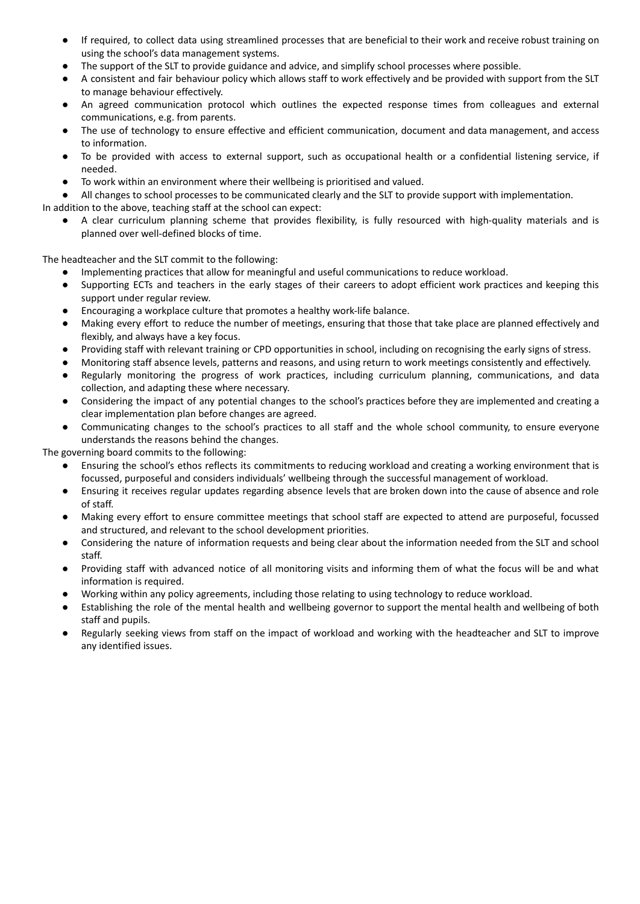- If required, to collect data using streamlined processes that are beneficial to their work and receive robust training on using the school's data management systems.
- The support of the SLT to provide guidance and advice, and simplify school processes where possible.
- A consistent and fair behaviour policy which allows staff to work effectively and be provided with support from the SLT to manage behaviour effectively.
- An agreed communication protocol which outlines the expected response times from colleagues and external communications, e.g. from parents.
- The use of technology to ensure effective and efficient communication, document and data management, and access to information.
- To be provided with access to external support, such as occupational health or a confidential listening service, if needed.
- To work within an environment where their wellbeing is prioritised and valued.
- All changes to school processes to be communicated clearly and the SLT to provide support with implementation.

In addition to the above, teaching staff at the school can expect:

- A clear curriculum planning scheme that provides flexibility, is fully resourced with high-quality materials and is planned over well-defined blocks of time.

The headteacher and the SLT commit to the following:

- Implementing practices that allow for meaningful and useful communications to reduce workload.
- Supporting ECTs and teachers in the early stages of their careers to adopt efficient work practices and keeping this support under regular review.
- Encouraging a workplace culture that promotes a healthy work-life balance.
- Making every effort to reduce the number of meetings, ensuring that those that take place are planned effectively and flexibly, and always have a key focus.
- Providing staff with relevant training or CPD opportunities in school, including on recognising the early signs of stress.
- Monitoring staff absence levels, patterns and reasons, and using return to work meetings consistently and effectively.
- Regularly monitoring the progress of work practices, including curriculum planning, communications, and data collection, and adapting these where necessary.
- Considering the impact of any potential changes to the school's practices before they are implemented and creating a clear implementation plan before changes are agreed.
- Communicating changes to the school's practices to all staff and the whole school community, to ensure everyone understands the reasons behind the changes.

The governing board commits to the following:

- Ensuring the school's ethos reflects its commitments to reducing workload and creating a working environment that is focussed, purposeful and considers individuals' wellbeing through the successful management of workload.
- Ensuring it receives regular updates regarding absence levels that are broken down into the cause of absence and role of staff.
- Making every effort to ensure committee meetings that school staff are expected to attend are purposeful, focussed and structured, and relevant to the school development priorities.
- Considering the nature of information requests and being clear about the information needed from the SLT and school staff.
- Providing staff with advanced notice of all monitoring visits and informing them of what the focus will be and what information is required.
- Working within any policy agreements, including those relating to using technology to reduce workload.
- Establishing the role of the mental health and wellbeing governor to support the mental health and wellbeing of both staff and pupils.
- Regularly seeking views from staff on the impact of workload and working with the headteacher and SLT to improve any identified issues.